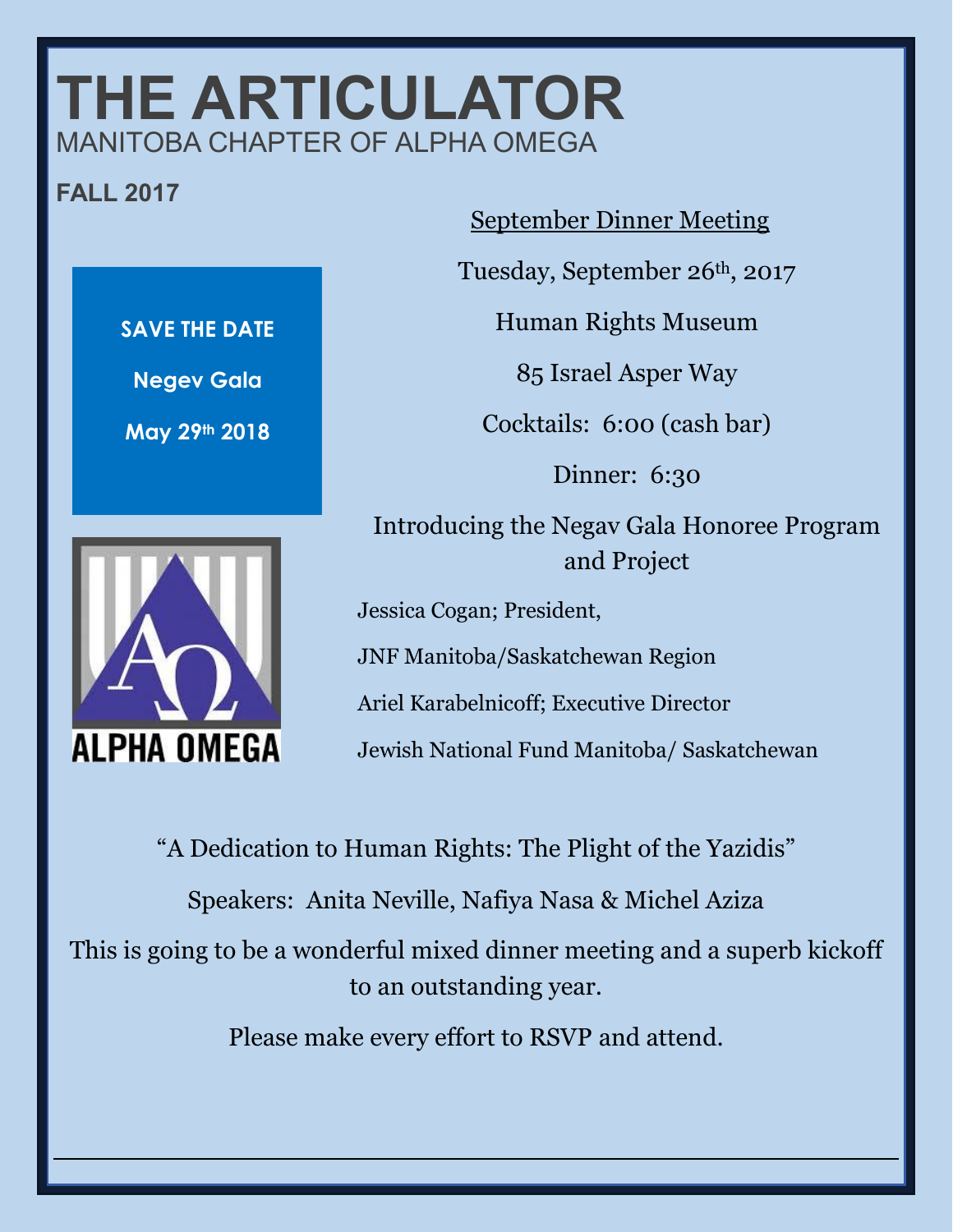# THE ARTICULATOR

## MANITOBA CHAPTER OF ALPHA OMEGA

**FALL 2017**

**SAVE THE DATE**

**Negev Gala**

**May 29th 2018**

ALPHA OMEGA

September Dinner Meeting

Tuesday, September 26th, 2017

Human Rights Museum

85 Israel Asper Way

Cocktails: 6:00 (cash bar)

Dinner: 6:30

Introducing the Negav Gala Honoree Program and Project

Jessica Cogan; President,

JNF Manitoba/Saskatchewan Region

Ariel Karabelnicoff; Executive Director

Jewish National Fund Manitoba/ Saskatchewan

"A Dedication to Human Rights: The Plight of the Yazidis"

Speakers: Anita Neville, Nafiya Nasa & Michel Aziza

This is going to be a wonderful mixed dinner meeting and a superb kickoff to an outstanding year.

Please make every effort to RSVP and attend.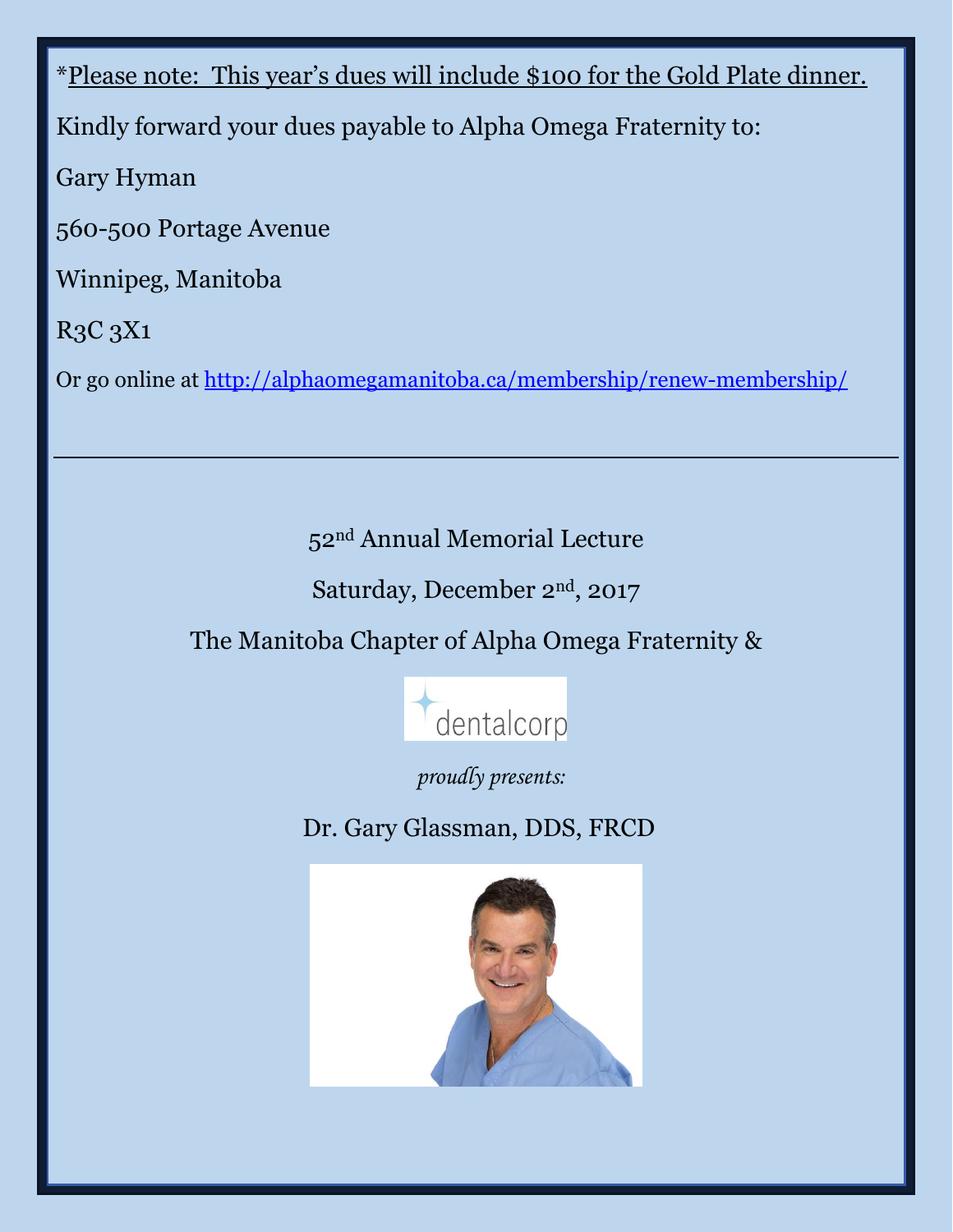*Please note: This year's dues will include $100 for the Gold Plate dinner.

Kindly forward your dues payable to Alpha Omega Fraternity to:

Gary Hyman

560-500 Portage Avenue

Winnipeg, Manitoba

R3C 3X1

Or go online at [http://alphaomegamanitoba.ca/membership/renew-membership/](http://alphaomegamanitoba.ca/membership/renew-membership/)

---

52nd Annual Memorial Lecture

Saturday, December 2nd, 2017

The Manitoba Chapter of Alpha Omega Fraternity &

dentalcorp

*proudly presents:*

Dr. Gary Glassman, DDS, FRCD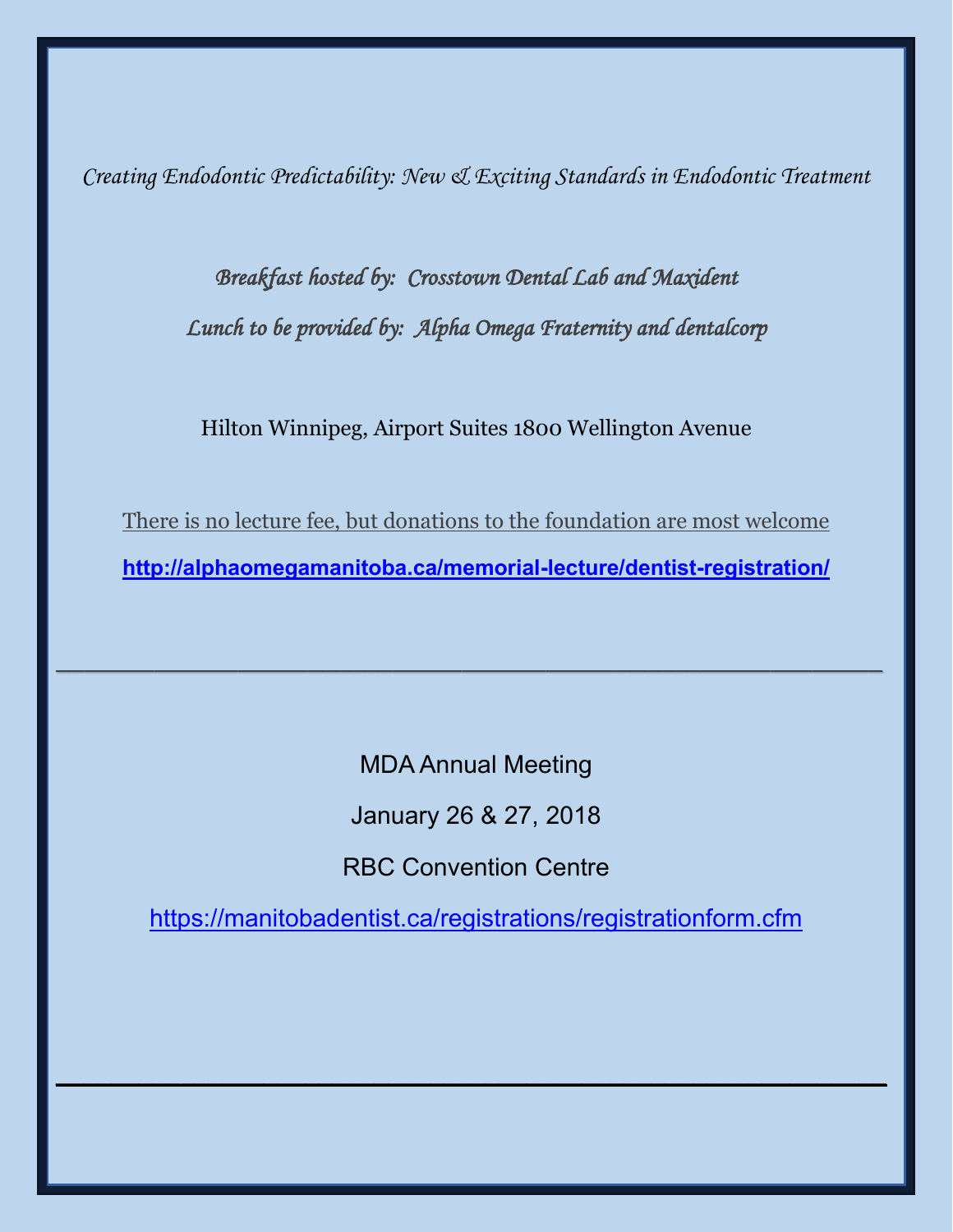*Creating Endodontic Predictability: New & Exciting Standards in Endodontic Treatment*

*Breakfast hosted by: Crosstown Dental Lab and Maxident*

*Lunch to be provided by: Alpha Omega Fraternity and dentalcorp*

Hilton Winnipeg, Airport Suites 1800 Wellington Avenue

There is no lecture fee, but donations to the foundation are most welcome

**http://alphaomegamanitoba.ca/memorial-lecture/dentist-registration/**

---

MDA Annual Meeting

January 26 & 27, 2018

RBC Convention Centre

https://manitobadentist.ca/registrations/registrationform.cfm

---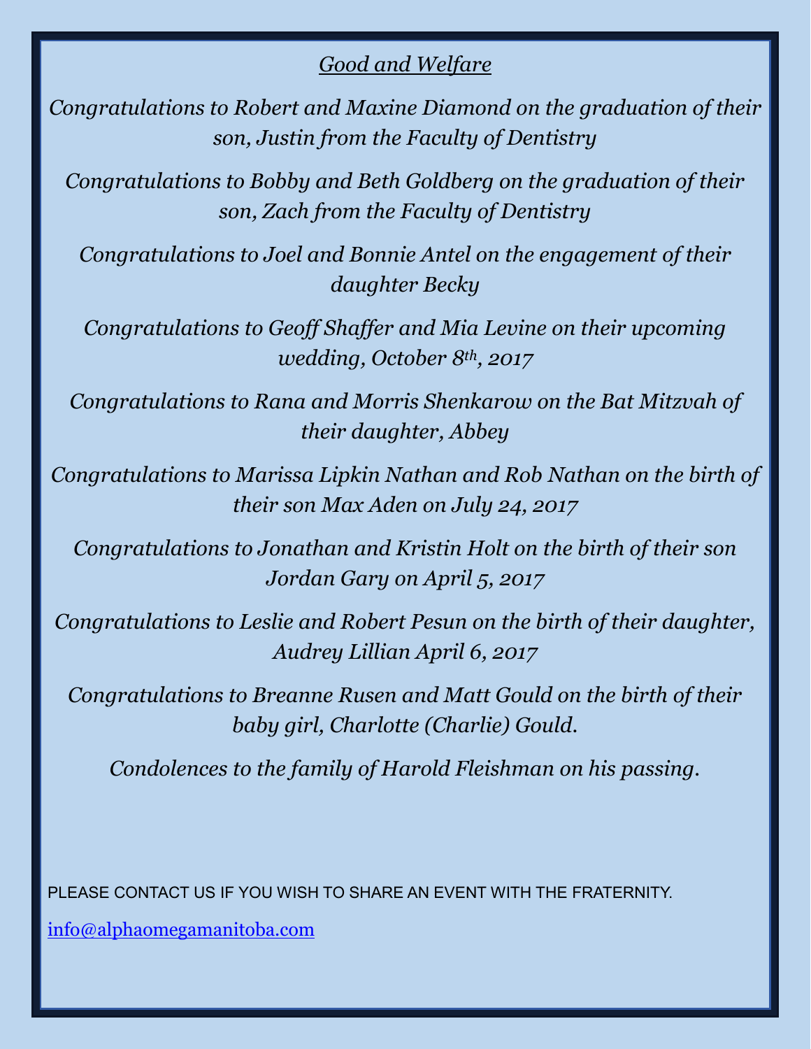## *Good and Welfare*

*Congratulations to Robert and Maxine Diamond on the graduation of their son, Justin from the Faculty of Dentistry*

*Congratulations to Bobby and Beth Goldberg on the graduation of their son, Zach from the Faculty of Dentistry*

*Congratulations to Joel and Bonnie Antel on the engagement of their daughter Becky*

*Congratulations to Geoff Shaffer and Mia Levine on their upcoming wedding, October 8th, 2017*

*Congratulations to Rana and Morris Shenkarow on the Bat Mitzvah of their daughter, Abbey*

*Congratulations to Marissa Lipkin Nathan and Rob Nathan on the birth of their son Max Aden on July 24, 2017*

*Congratulations to Jonathan and Kristin Holt on the birth of their son Jordan Gary on April 5, 2017*

*Congratulations to Leslie and Robert Pesun on the birth of their daughter, Audrey Lillian April 6, 2017*

*Congratulations to Breanne Rusen and Matt Gould on the birth of their baby girl, Charlotte (Charlie) Gould.*

*Condolences to the family of Harold Fleishman on his passing.*

PLEASE CONTACT US IF YOU WISH TO SHARE AN EVENT WITH THE FRATERNITY.

info@alphaomegamanitoba.com